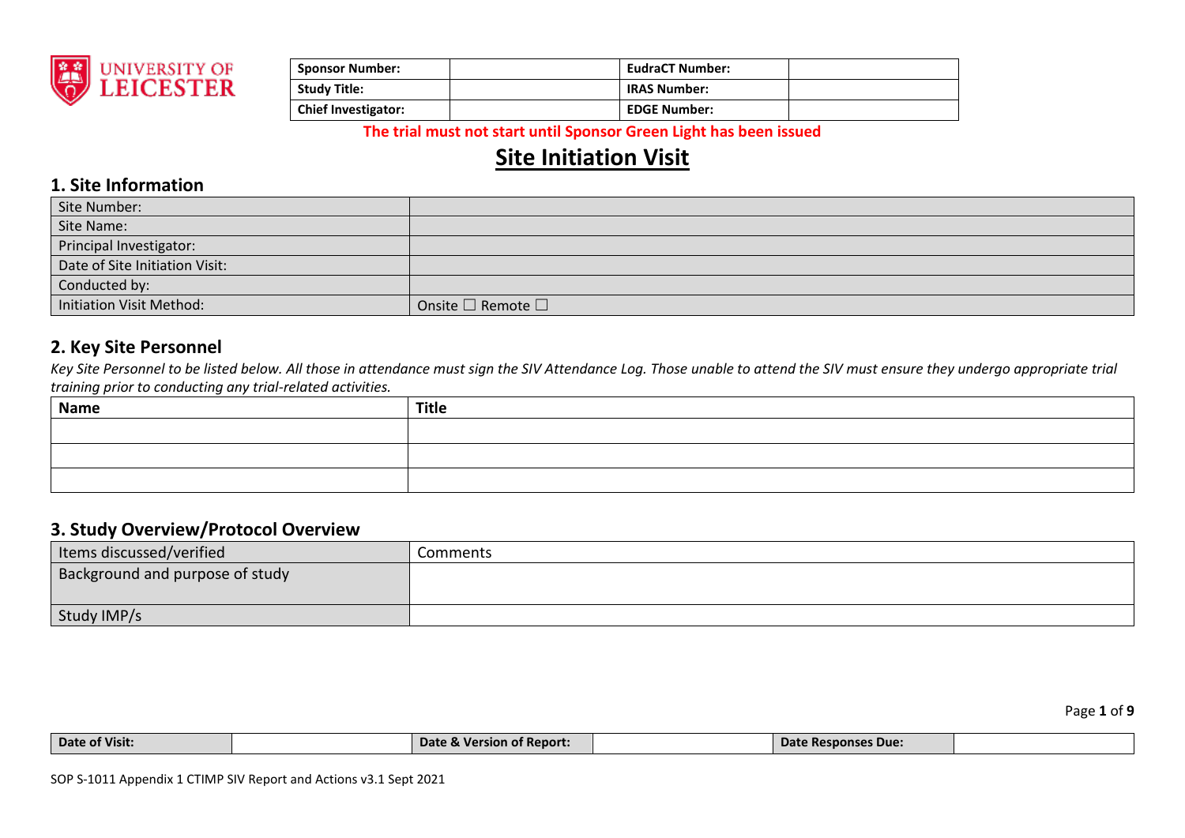| Sponsor Number: | | EudraCT Number: | |
|---|---|---|---|
| Study Title: | | IRAS Number: | |
| Chief Investigator: | | EDGE Number: | |

**The trial must not start until Sponsor Green Light has been issued**

# Site Initiation Visit

## 1. Site Information

| | |
|---|---|
| Site Number: | |
| Site Name: | |
| Principal Investigator: | |
| Date of Site Initiation Visit: | |
| Conducted by: | |
| Initiation Visit Method: | Onsite ☐ Remote ☐ |

## 2. Key Site Personnel

*Key Site Personnel to be listed below. All those in attendance must sign the SIV Attendance Log. Those unable to attend the SIV must ensure they undergo appropriate trial training prior to conducting any trial-related activities.*

| Name | Title |
|---|---|
| | |
| | |
| | |

## 3. Study Overview/Protocol Overview

| Items discussed/verified | Comments |
|---|---|
| Background and purpose of study | |
| Study IMP/s | |

| Date of Visit: | | Date & Version of Report: | | Date Responses Due: | |
|---|---|---|---|---|---|

SOP S-1011 Appendix 1 CTIMP SIV Report and Actions v3.1 Sept 2021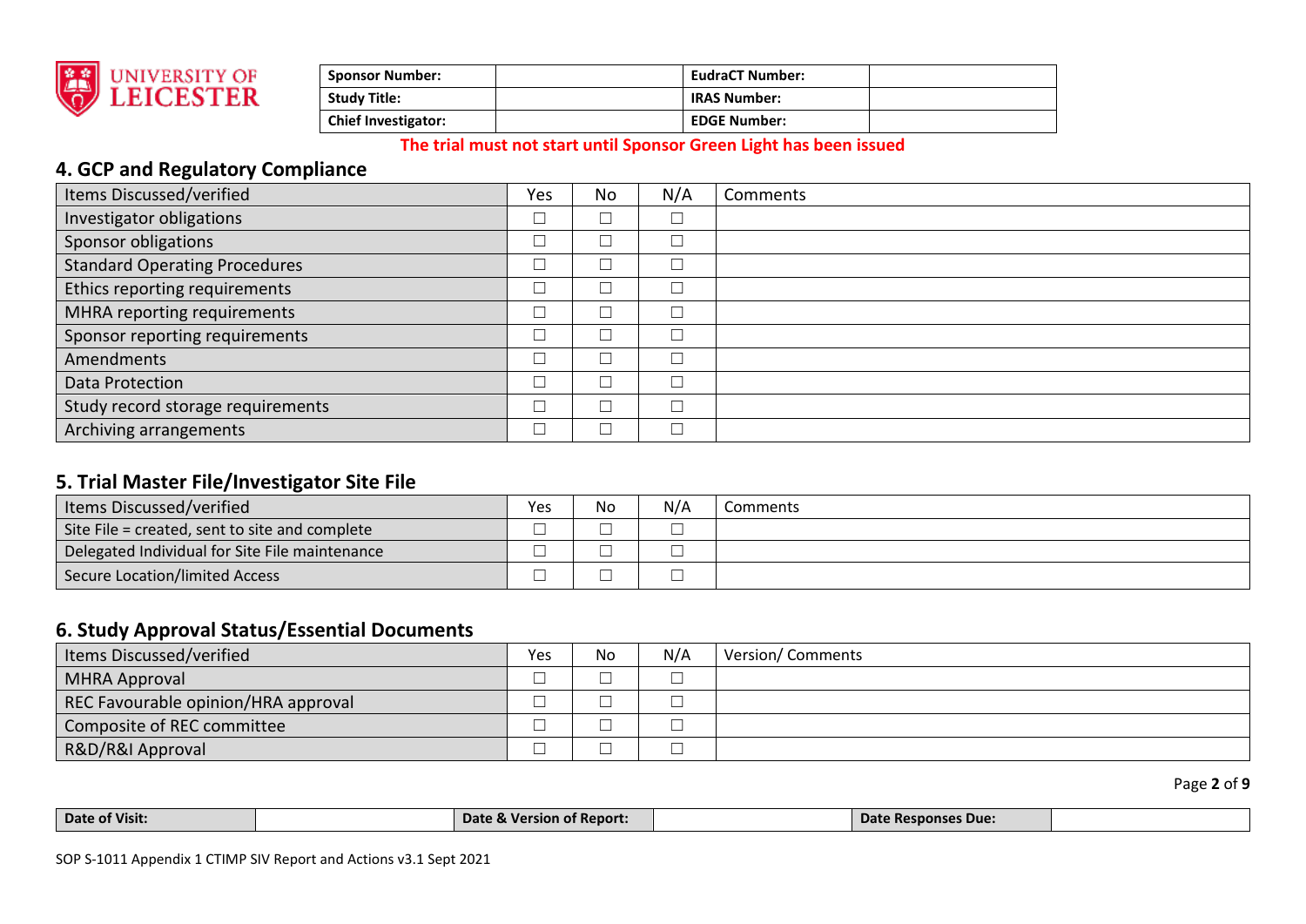| **Sponsor Number:** | | **EudraCT Number:** | |
|---|---|---|---|
| **Study Title:** | | **IRAS Number:** | |
| **Chief Investigator:** | | **EDGE Number:** | |

**The trial must not start until Sponsor Green Light has been issued**

## 4. GCP and Regulatory Compliance

| Items Discussed/verified | Yes | No | N/A | Comments |
|---|---|---|---|---|
| Investigator obligations | ☐ | ☐ | ☐ | |
| Sponsor obligations | ☐ | ☐ | ☐ | |
| Standard Operating Procedures | ☐ | ☐ | ☐ | |
| Ethics reporting requirements | ☐ | ☐ | ☐ | |
| MHRA reporting requirements | ☐ | ☐ | ☐ | |
| Sponsor reporting requirements | ☐ | ☐ | ☐ | |
| Amendments | ☐ | ☐ | ☐ | |
| Data Protection | ☐ | ☐ | ☐ | |
| Study record storage requirements | ☐ | ☐ | ☐ | |
| Archiving arrangements | ☐ | ☐ | ☐ | |

## 5. Trial Master File/Investigator Site File

| Items Discussed/verified | Yes | No | N/A | Comments |
|---|---|---|---|---|
| Site File = created, sent to site and complete | ☐ | ☐ | ☐ | |
| Delegated Individual for Site File maintenance | ☐ | ☐ | ☐ | |
| Secure Location/limited Access | ☐ | ☐ | ☐ | |

## 6. Study Approval Status/Essential Documents

| Items Discussed/verified | Yes | No | N/A | Version/ Comments |
|---|---|---|---|---|
| MHRA Approval | ☐ | ☐ | ☐ | |
| REC Favourable opinion/HRA approval | ☐ | ☐ | ☐ | |
| Composite of REC committee | ☐ | ☐ | ☐ | |
| R&D/R&I Approval | ☐ | ☐ | ☐ | |

| **Date of Visit:** | | **Date & Version of Report:** | | **Date Responses Due:** | |
|---|---|---|---|---|---|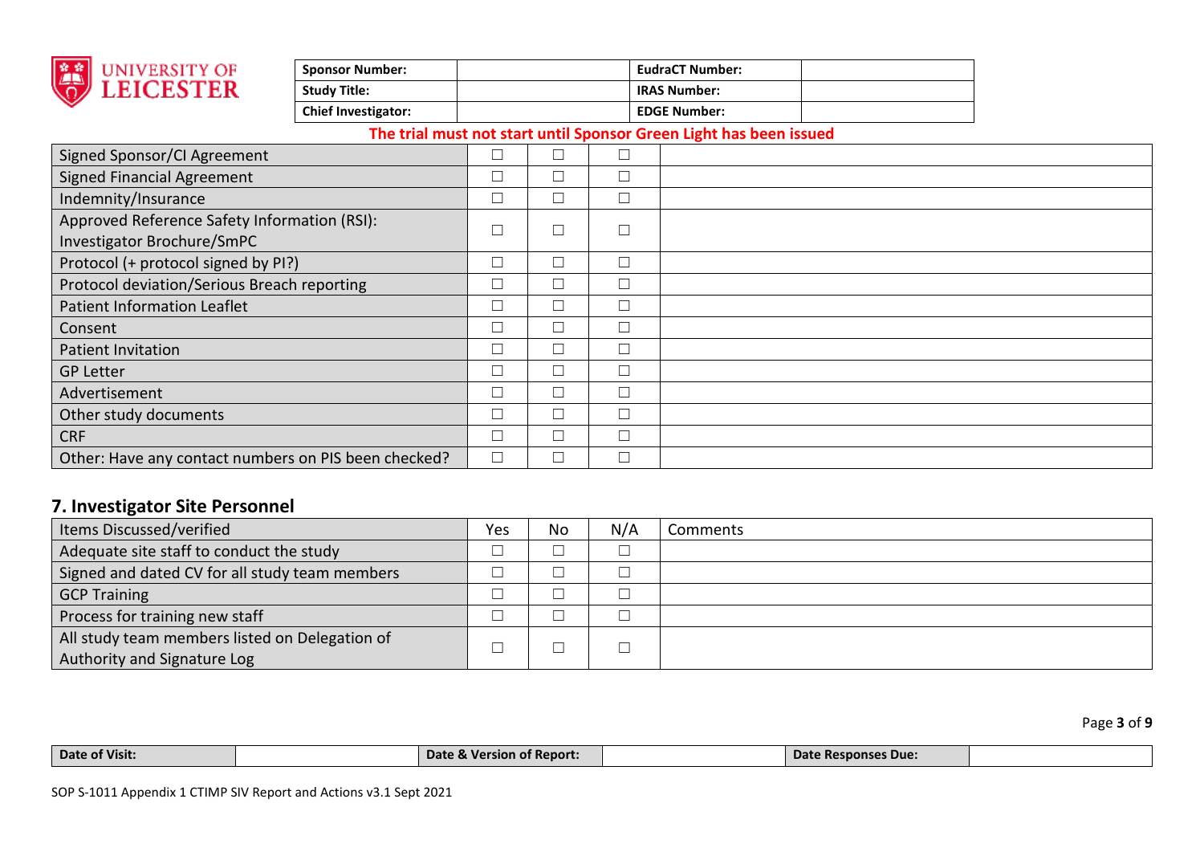| Sponsor Number: | | EudraCT Number: | |
|---|---|---|---|
| Study Title: | | IRAS Number: | |
| Chief Investigator: | | EDGE Number: | |

**The trial must not start until Sponsor Green Light has been issued**

| | | | | |
|---|---|---|---|---|
| Signed Sponsor/CI Agreement | ☐ | ☐ | ☐ | |
| Signed Financial Agreement | ☐ | ☐ | ☐ | |
| Indemnity/Insurance | ☐ | ☐ | ☐ | |
| Approved Reference Safety Information (RSI): Investigator Brochure/SmPC | ☐ | ☐ | ☐ | |
| Protocol (+ protocol signed by PI?) | ☐ | ☐ | ☐ | |
| Protocol deviation/Serious Breach reporting | ☐ | ☐ | ☐ | |
| Patient Information Leaflet | ☐ | ☐ | ☐ | |
| Consent | ☐ | ☐ | ☐ | |
| Patient Invitation | ☐ | ☐ | ☐ | |
| GP Letter | ☐ | ☐ | ☐ | |
| Advertisement | ☐ | ☐ | ☐ | |
| Other study documents | ☐ | ☐ | ☐ | |
| CRF | ☐ | ☐ | ☐ | |
| Other: Have any contact numbers on PIS been checked? | ☐ | ☐ | ☐ | |

## 7. Investigator Site Personnel

| Items Discussed/verified | Yes | No | N/A | Comments |
|---|---|---|---|---|
| Adequate site staff to conduct the study | ☐ | ☐ | ☐ | |
| Signed and dated CV for all study team members | ☐ | ☐ | ☐ | |
| GCP Training | ☐ | ☐ | ☐ | |
| Process for training new staff | ☐ | ☐ | ☐ | |
| All study team members listed on Delegation of Authority and Signature Log | ☐ | ☐ | ☐ | |

| Date of Visit: | | Date & Version of Report: | | Date Responses Due: | |
|---|---|---|---|---|---|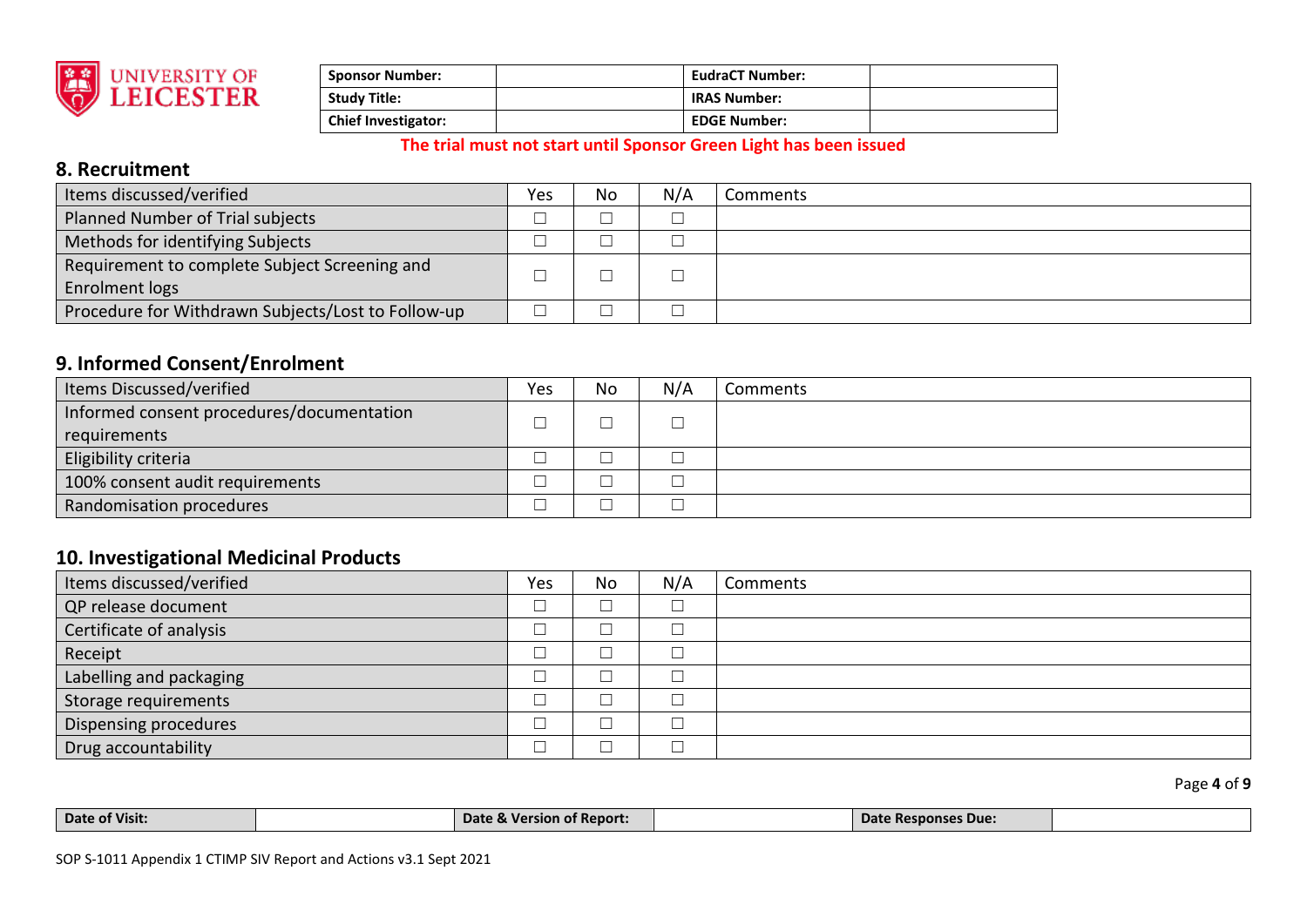| Sponsor Number: | | EudraCT Number: | |
|---|---|---|---|
| Study Title: | | IRAS Number: | |
| Chief Investigator: | | EDGE Number: | |

**The trial must not start until Sponsor Green Light has been issued**

## 8. Recruitment

| Items discussed/verified | Yes | No | N/A | Comments |
|---|---|---|---|---|
| Planned Number of Trial subjects | ☐ | ☐ | ☐ | |
| Methods for identifying Subjects | ☐ | ☐ | ☐ | |
| Requirement to complete Subject Screening and Enrolment logs | ☐ | ☐ | ☐ | |
| Procedure for Withdrawn Subjects/Lost to Follow-up | ☐ | ☐ | ☐ | |

## 9. Informed Consent/Enrolment

| Items Discussed/verified | Yes | No | N/A | Comments |
|---|---|---|---|---|
| Informed consent procedures/documentation requirements | ☐ | ☐ | ☐ | |
| Eligibility criteria | ☐ | ☐ | ☐ | |
| 100% consent audit requirements | ☐ | ☐ | ☐ | |
| Randomisation procedures | ☐ | ☐ | ☐ | |

## 10. Investigational Medicinal Products

| Items discussed/verified | Yes | No | N/A | Comments |
|---|---|---|---|---|
| QP release document | ☐ | ☐ | ☐ | |
| Certificate of analysis | ☐ | ☐ | ☐ | |
| Receipt | ☐ | ☐ | ☐ | |
| Labelling and packaging | ☐ | ☐ | ☐ | |
| Storage requirements | ☐ | ☐ | ☐ | |
| Dispensing procedures | ☐ | ☐ | ☐ | |
| Drug accountability | ☐ | ☐ | ☐ | |

| Date of Visit: | | Date & Version of Report: | | Date Responses Due: | |
|---|---|---|---|---|---|

SOP S-1011 Appendix 1 CTIMP SIV Report and Actions v3.1 Sept 2021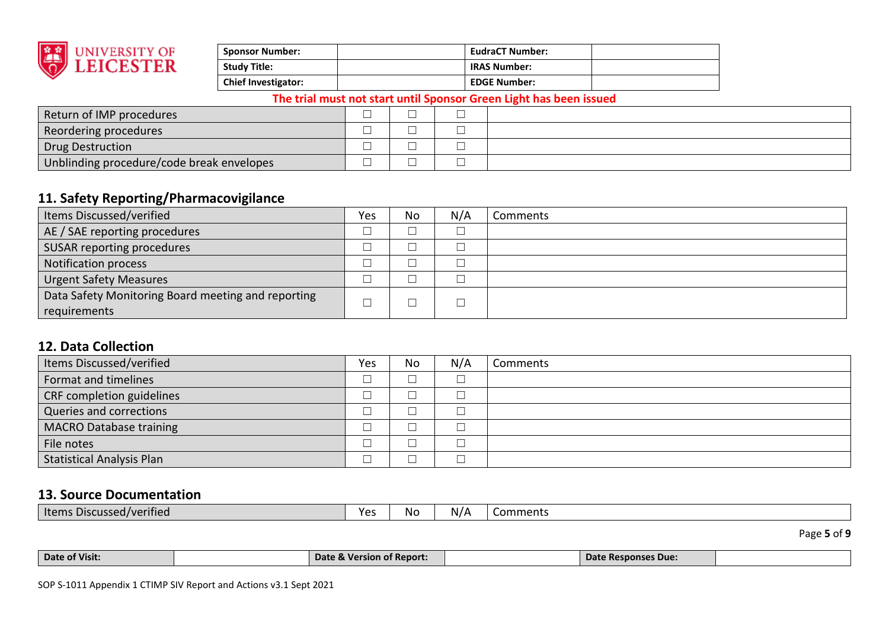| Sponsor Number: | | EudraCT Number: | |
|---|---|---|---|
| Study Title: | | IRAS Number: | |
| Chief Investigator: | | EDGE Number: | |

**The trial must not start until Sponsor Green Light has been issued**

| | | | | |
|---|---|---|---|---|
| Return of IMP procedures | ☐ | ☐ | ☐ | |
| Reordering procedures | ☐ | ☐ | ☐ | |
| Drug Destruction | ☐ | ☐ | ☐ | |
| Unblinding procedure/code break envelopes | ☐ | ☐ | ☐ | |

## 11. Safety Reporting/Pharmacovigilance

| Items Discussed/verified | Yes | No | N/A | Comments |
|---|---|---|---|---|
| AE / SAE reporting procedures | ☐ | ☐ | ☐ | |
| SUSAR reporting procedures | ☐ | ☐ | ☐ | |
| Notification process | ☐ | ☐ | ☐ | |
| Urgent Safety Measures | ☐ | ☐ | ☐ | |
| Data Safety Monitoring Board meeting and reporting requirements | ☐ | ☐ | ☐ | |

## 12. Data Collection

| Items Discussed/verified | Yes | No | N/A | Comments |
|---|---|---|---|---|
| Format and timelines | ☐ | ☐ | ☐ | |
| CRF completion guidelines | ☐ | ☐ | ☐ | |
| Queries and corrections | ☐ | ☐ | ☐ | |
| MACRO Database training | ☐ | ☐ | ☐ | |
| File notes | ☐ | ☐ | ☐ | |
| Statistical Analysis Plan | ☐ | ☐ | ☐ | |

## 13. Source Documentation

| Items Discussed/verified | Yes | No | N/A | Comments |
|---|---|---|---|---|

| Date of Visit: | | Date & Version of Report: | | Date Responses Due: | |
|---|---|---|---|---|---|

SOP S-1011 Appendix 1 CTIMP SIV Report and Actions v3.1 Sept 2021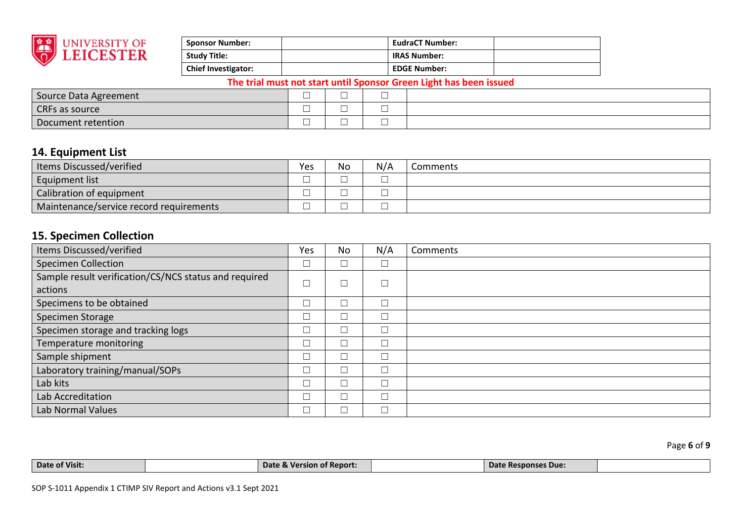| Sponsor Number: | | EudraCT Number: | |
|---|---|---|---|
| Study Title: | | IRAS Number: | |
| Chief Investigator: | | EDGE Number: | |

**The trial must not start until Sponsor Green Light has been issued**

| | | | | |
|---|---|---|---|---|
| Source Data Agreement | ☐ | ☐ | ☐ | |
| CRFs as source | ☐ | ☐ | ☐ | |
| Document retention | ☐ | ☐ | ☐ | |

## 14. Equipment List

| Items Discussed/verified | Yes | No | N/A | Comments |
|---|---|---|---|---|
| Equipment list | ☐ | ☐ | ☐ | |
| Calibration of equipment | ☐ | ☐ | ☐ | |
| Maintenance/service record requirements | ☐ | ☐ | ☐ | |

## 15. Specimen Collection

| Items Discussed/verified | Yes | No | N/A | Comments |
|---|---|---|---|---|
| Specimen Collection | ☐ | ☐ | ☐ | |
| Sample result verification/CS/NCS status and required actions | ☐ | ☐ | ☐ | |
| Specimens to be obtained | ☐ | ☐ | ☐ | |
| Specimen Storage | ☐ | ☐ | ☐ | |
| Specimen storage and tracking logs | ☐ | ☐ | ☐ | |
| Temperature monitoring | ☐ | ☐ | ☐ | |
| Sample shipment | ☐ | ☐ | ☐ | |
| Laboratory training/manual/SOPs | ☐ | ☐ | ☐ | |
| Lab kits | ☐ | ☐ | ☐ | |
| Lab Accreditation | ☐ | ☐ | ☐ | |
| Lab Normal Values | ☐ | ☐ | ☐ | |

| Date of Visit: | | Date & Version of Report: | | Date Responses Due: | |
|---|---|---|---|---|---|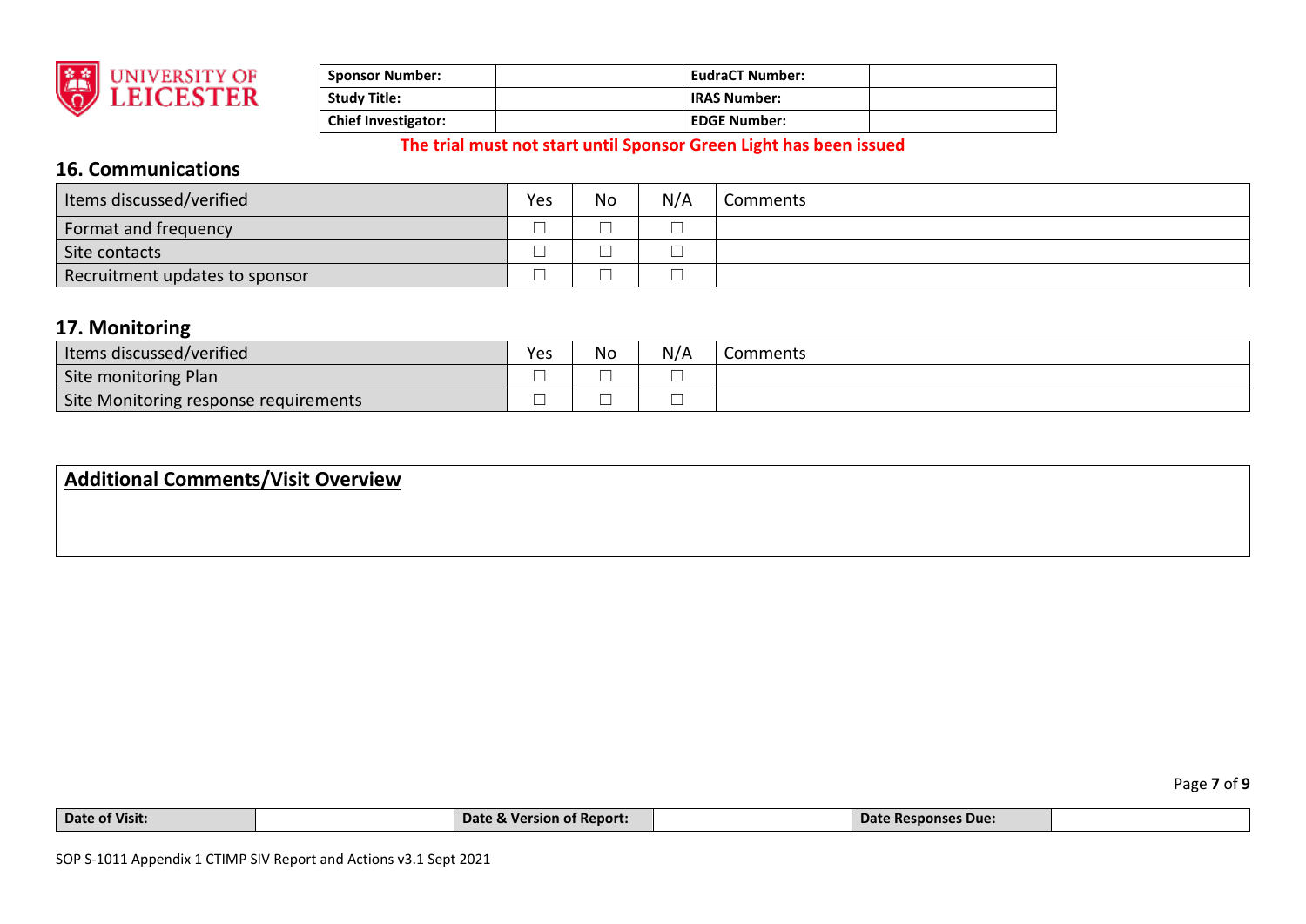| Sponsor Number: | | EudraCT Number: | |
|---|---|---|---|
| Study Title: | | IRAS Number: | |
| Chief Investigator: | | EDGE Number: | |

**The trial must not start until Sponsor Green Light has been issued**

## 16. Communications

| Items discussed/verified | Yes | No | N/A | Comments |
|---|---|---|---|---|
| Format and frequency | ☐ | ☐ | ☐ | |
| Site contacts | ☐ | ☐ | ☐ | |
| Recruitment updates to sponsor | ☐ | ☐ | ☐ | |

## 17. Monitoring

| Items discussed/verified | Yes | No | N/A | Comments |
|---|---|---|---|---|
| Site monitoring Plan | ☐ | ☐ | ☐ | |
| Site Monitoring response requirements | ☐ | ☐ | ☐ | |

| **Additional Comments/Visit Overview** |
|---|
| |

| Date of Visit: | | Date & Version of Report: | | Date Responses Due: | |
|---|---|---|---|---|---|

SOP S-1011 Appendix 1 CTIMP SIV Report and Actions v3.1 Sept 2021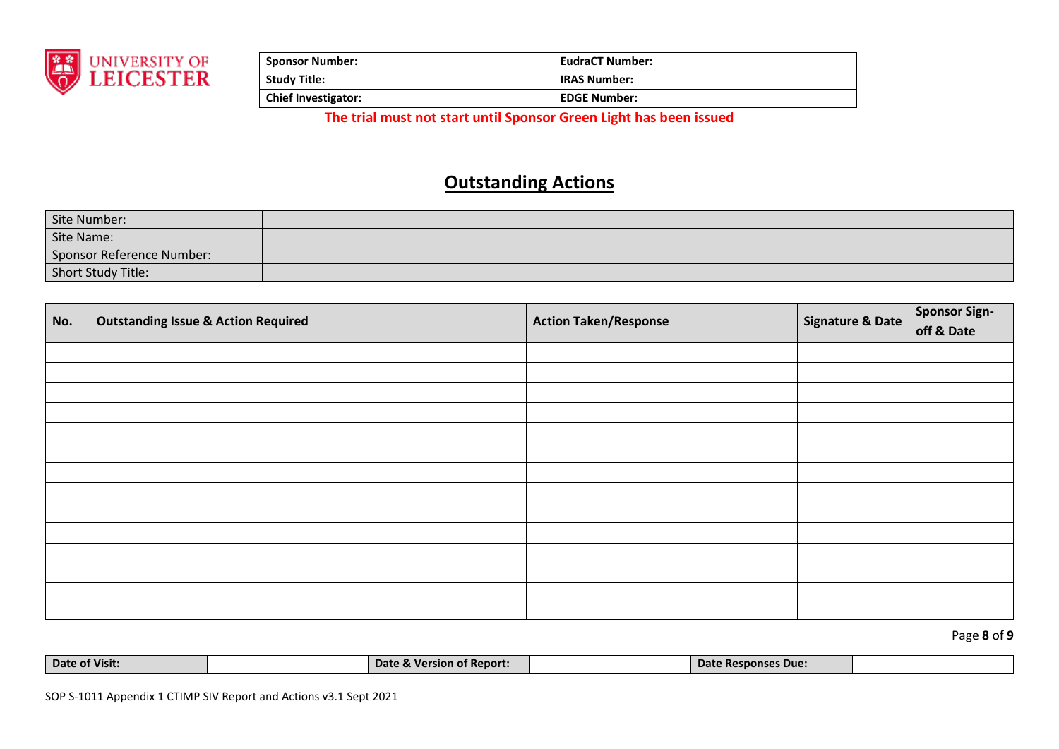| Sponsor Number: | | EudraCT Number: | |
|---|---|---|---|
| Study Title: | | IRAS Number: | |
| Chief Investigator: | | EDGE Number: | |

**The trial must not start until Sponsor Green Light has been issued**

## Outstanding Actions

| Site Number: | |
|---|---|
| Site Name: | |
| Sponsor Reference Number: | |
| Short Study Title: | |

| No. | Outstanding Issue & Action Required | Action Taken/Response | Signature & Date | Sponsor Sign-off & Date |
|---|---|---|---|---|
| | | | | |
| | | | | |
| | | | | |
| | | | | |
| | | | | |
| | | | | |
| | | | | |
| | | | | |
| | | | | |
| | | | | |
| | | | | |
| | | | | |
| | | | | |
| | | | | |

| Date of Visit: | | Date & Version of Report: | | Date Responses Due: | |
|---|---|---|---|---|---|

SOP S-1011 Appendix 1 CTIMP SIV Report and Actions v3.1 Sept 2021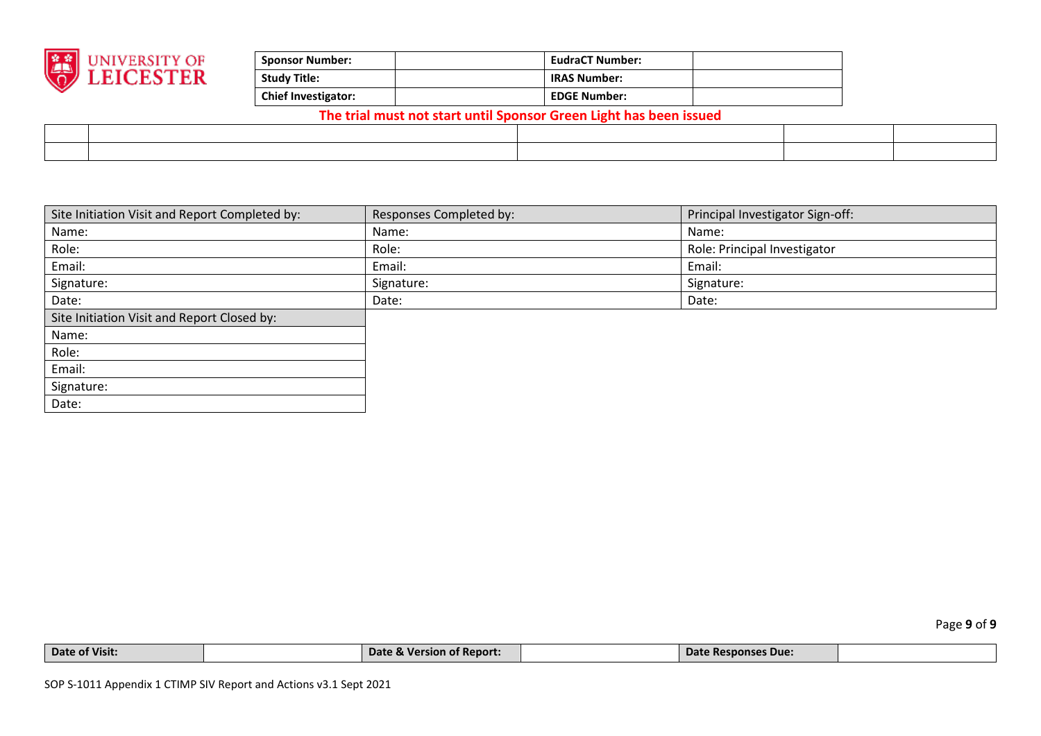| Sponsor Number: | | EudraCT Number: | |
|---|---|---|---|
| Study Title: | | IRAS Number: | |
| Chief Investigator: | | EDGE Number: | |

**The trial must not start until Sponsor Green Light has been issued**

| | | | | |
|---|---|---|---|---|
| | | | | |
| | | | | |

| Site Initiation Visit and Report Completed by: | Responses Completed by: | Principal Investigator Sign-off: |
|---|---|---|
| Name: | Name: | Name: |
| Role: | Role: | Role: Principal Investigator |
| Email: | Email: | Email: |
| Signature: | Signature: | Signature: |
| Date: | Date: | Date: |

| Site Initiation Visit and Report Closed by: |
|---|
| Name: |
| Role: |
| Email: |
| Signature: |
| Date: |

| Date of Visit: | | Date & Version of Report: | | Date Responses Due: | |
|---|---|---|---|---|---|

SOP S-1011 Appendix 1 CTIMP SIV Report and Actions v3.1 Sept 2021